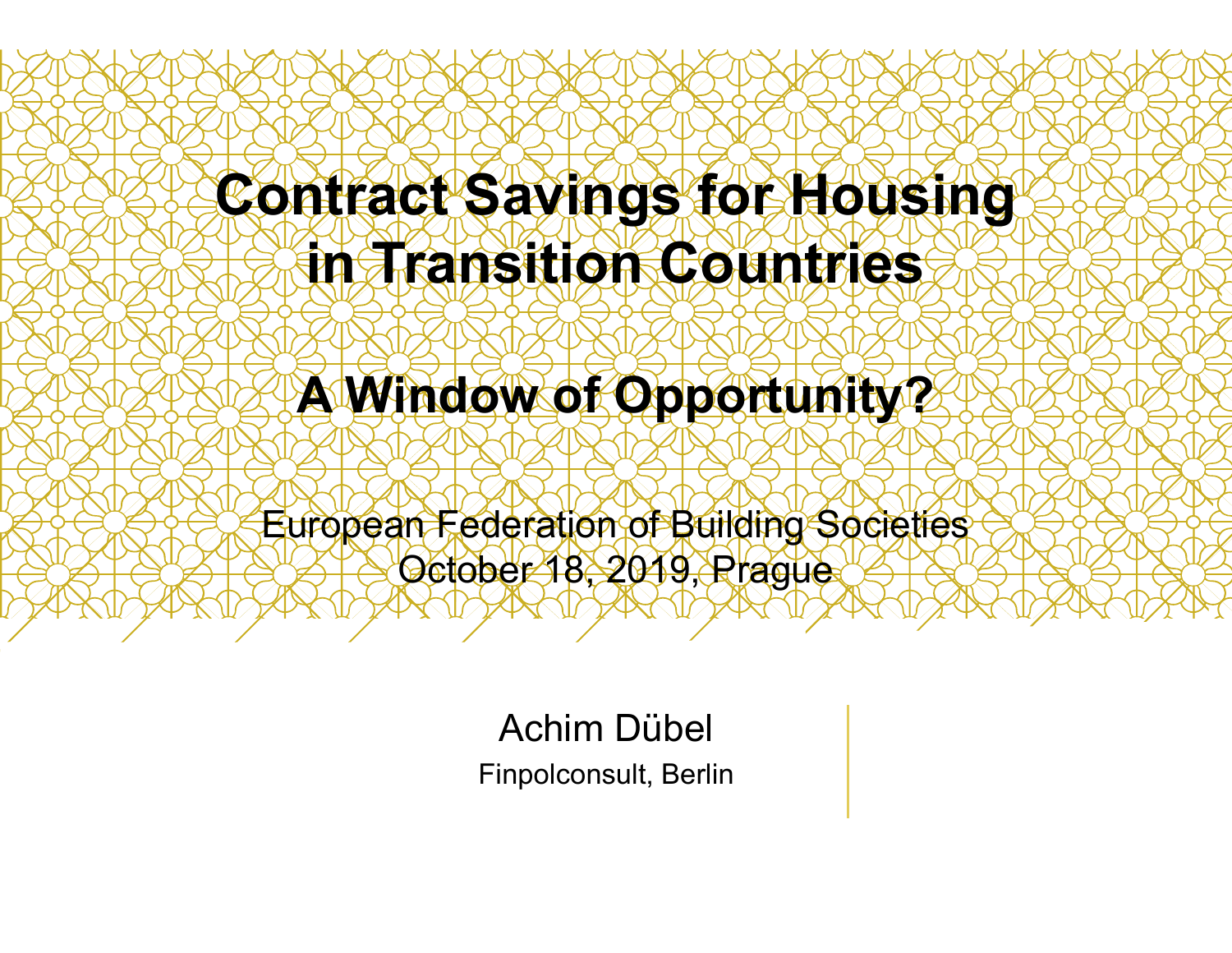# Contract Savings for Housing in Transition Countries

## A Window of Opportunity?

European Federation of Building Societies
October 18, 2019, Prague

Achim Dübel
Finpolconsult, Berlin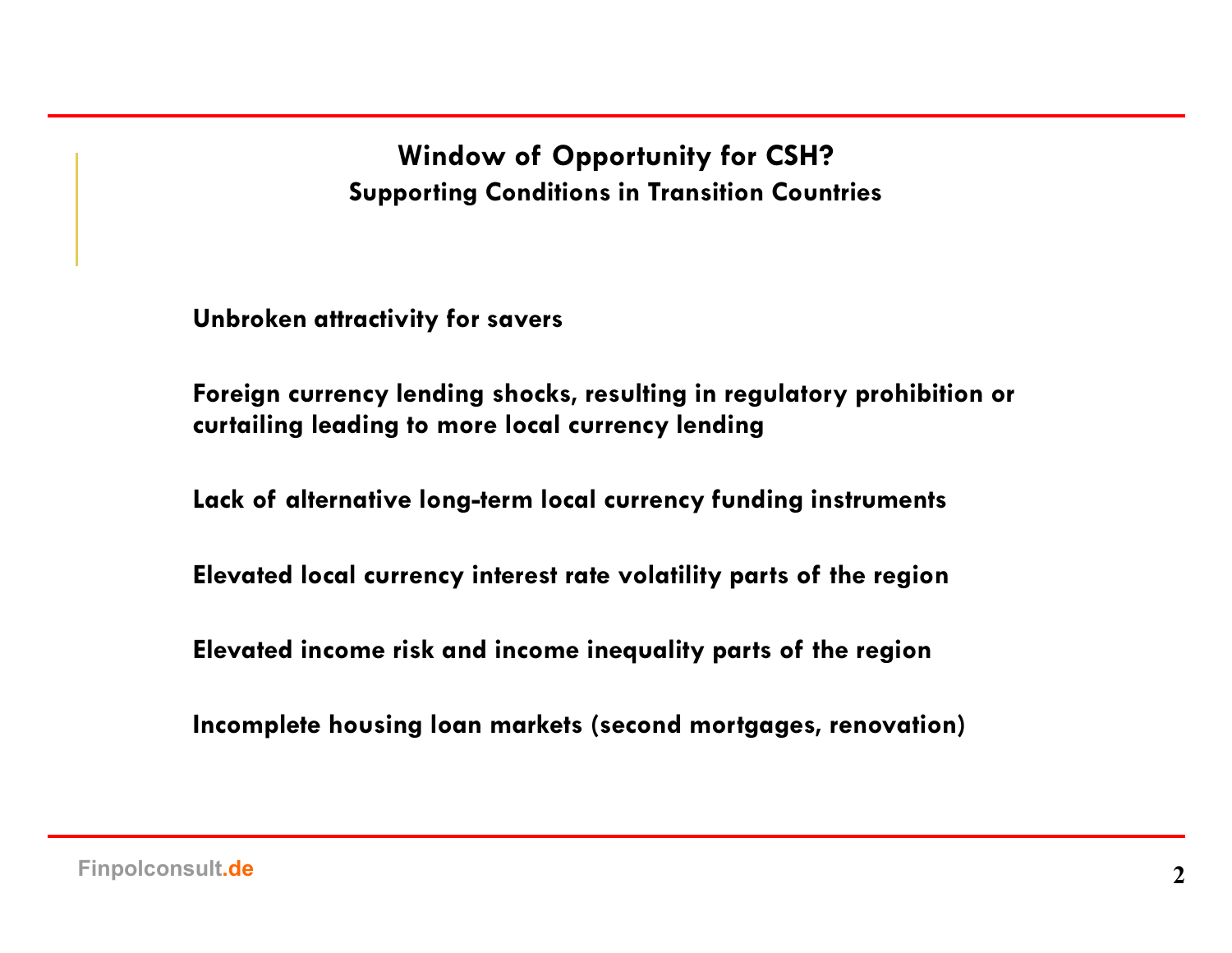## Window of Opportunity for CSH?

### Supporting Conditions in Transition Countries

**Unbroken attractivity for savers**

**Foreign currency lending shocks, resulting in regulatory prohibition or curtailing leading to more local currency lending**

**Lack of alternative long-term local currency funding instruments**

**Elevated local currency interest rate volatility parts of the region**

**Elevated income risk and income inequality parts of the region**

**Incomplete housing loan markets (second mortgages, renovation)**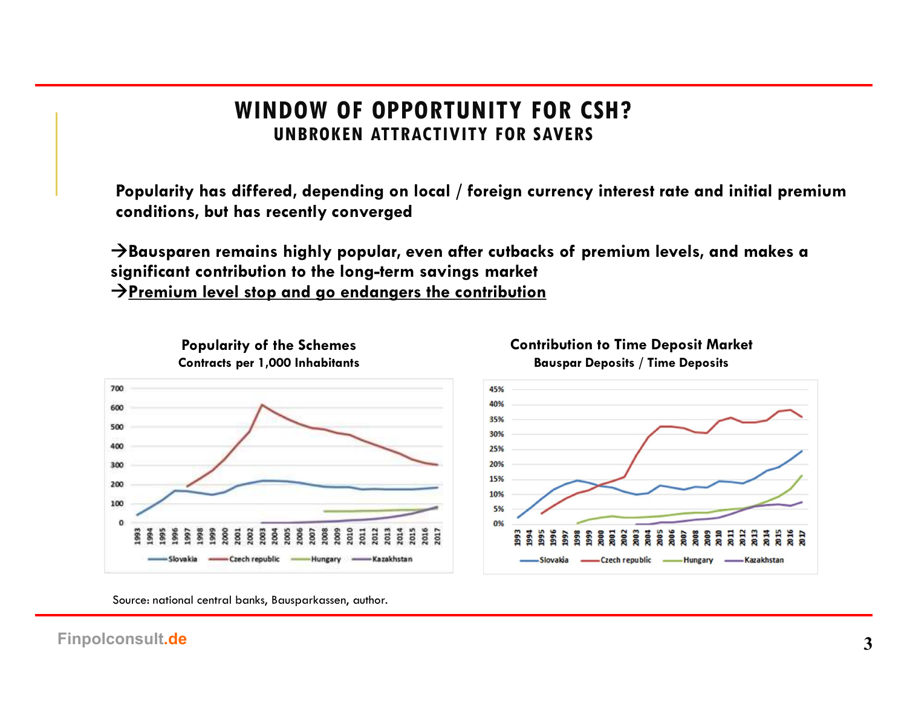# WINDOW OF OPPORTUNITY FOR CSH?

## UNBROKEN ATTRACTIVITY FOR SAVERS

**Popularity has differed, depending on local / foreign currency interest rate and initial premium conditions, but has recently converged**

**→Bausparen remains highly popular, even after cutbacks of premium levels, and makes a significant contribution to the long-term savings market**

**→<u>Premium level stop and go endangers the contribution</u>**

**Popularity of the Schemes**
**Contracts per 1,000 Inhabitants**

**Contribution to Time Deposit Market**
**Bauspar Deposits / Time Deposits**

Source: national central banks, Bausparkassen, author.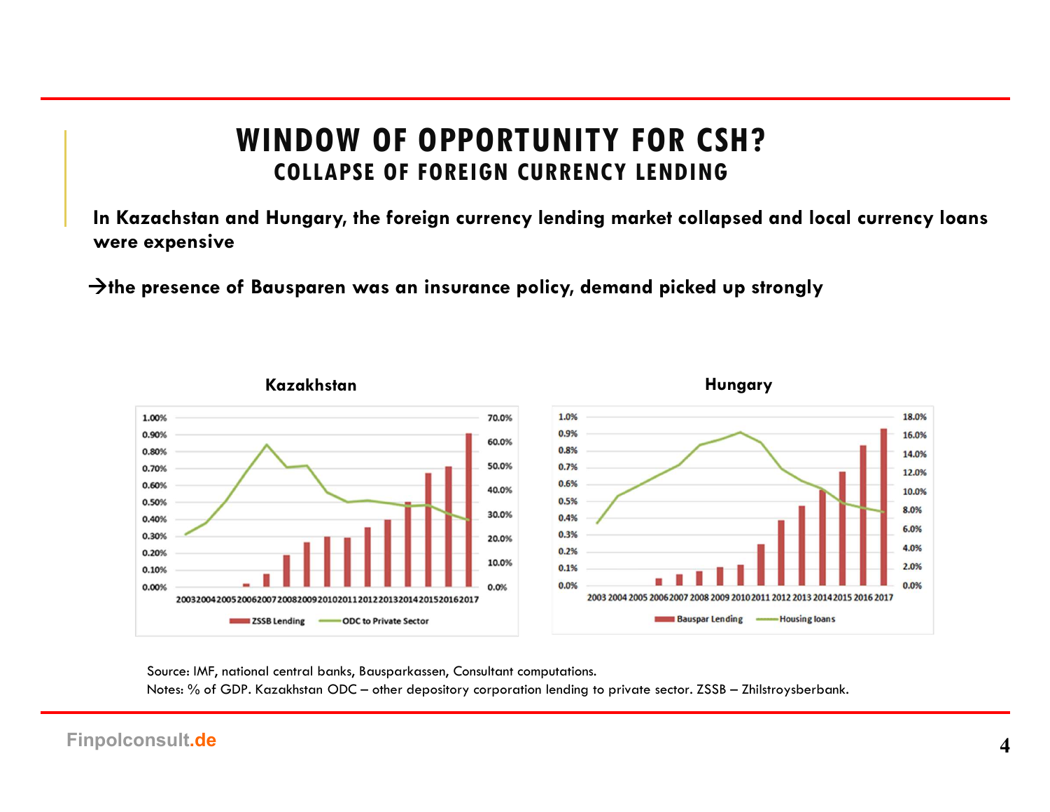# WINDOW OF OPPORTUNITY FOR CSH?

## COLLAPSE OF FOREIGN CURRENCY LENDING

**In Kazachstan and Hungary, the foreign currency lending market collapsed and local currency loans were expensive**

**→the presence of Bausparen was an insurance policy, demand picked up strongly**

**Kazakhstan**

**Hungary**

Source: IMF, national central banks, Bausparkassen, Consultant computations.
Notes: % of GDP. Kazakhstan ODC – other depository corporation lending to private sector. ZSSB – Zhilstroysberbank.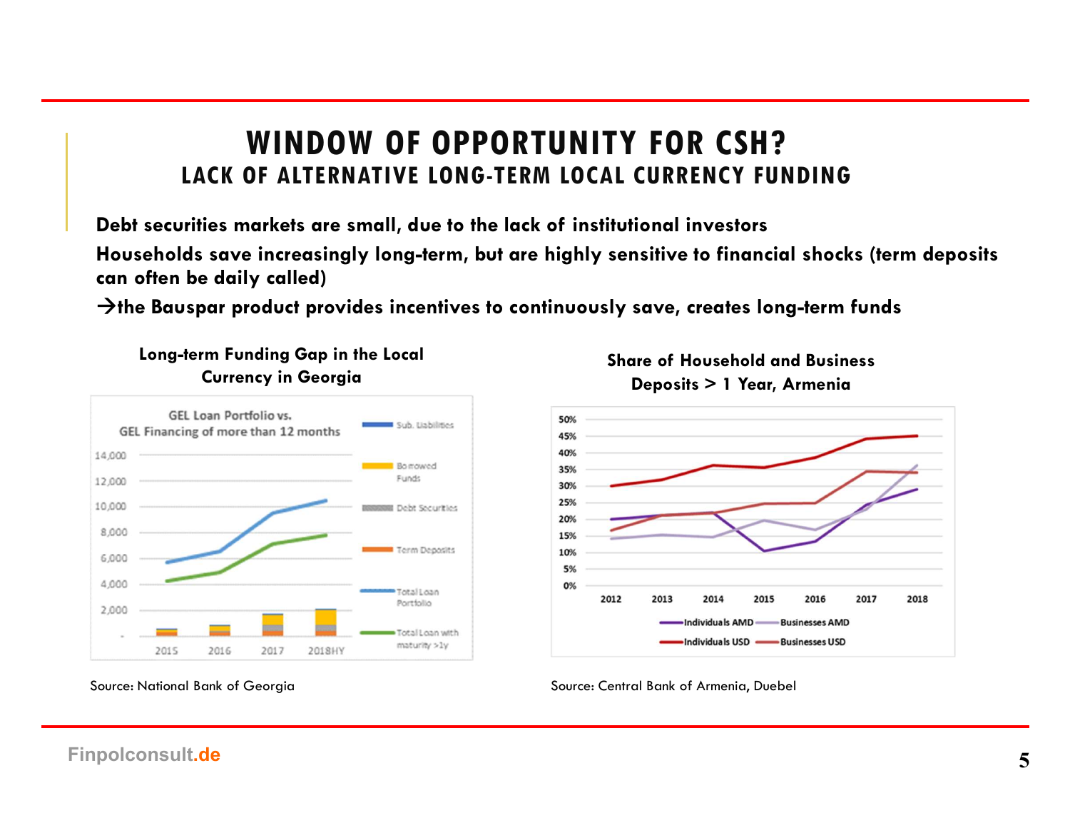# WINDOW OF OPPORTUNITY FOR CSH?

## LACK OF ALTERNATIVE LONG-TERM LOCAL CURRENCY FUNDING

**Debt securities markets are small, due to the lack of institutional investors**

**Households save increasingly long-term, but are highly sensitive to financial shocks (term deposits can often be daily called)**

**→the Bauspar product provides incentives to continuously save, creates long-term funds**

**Long-term Funding Gap in the Local Currency in Georgia**

Source: National Bank of Georgia

**Share of Household and Business Deposits > 1 Year, Armenia**

Source: Central Bank of Armenia, Duebel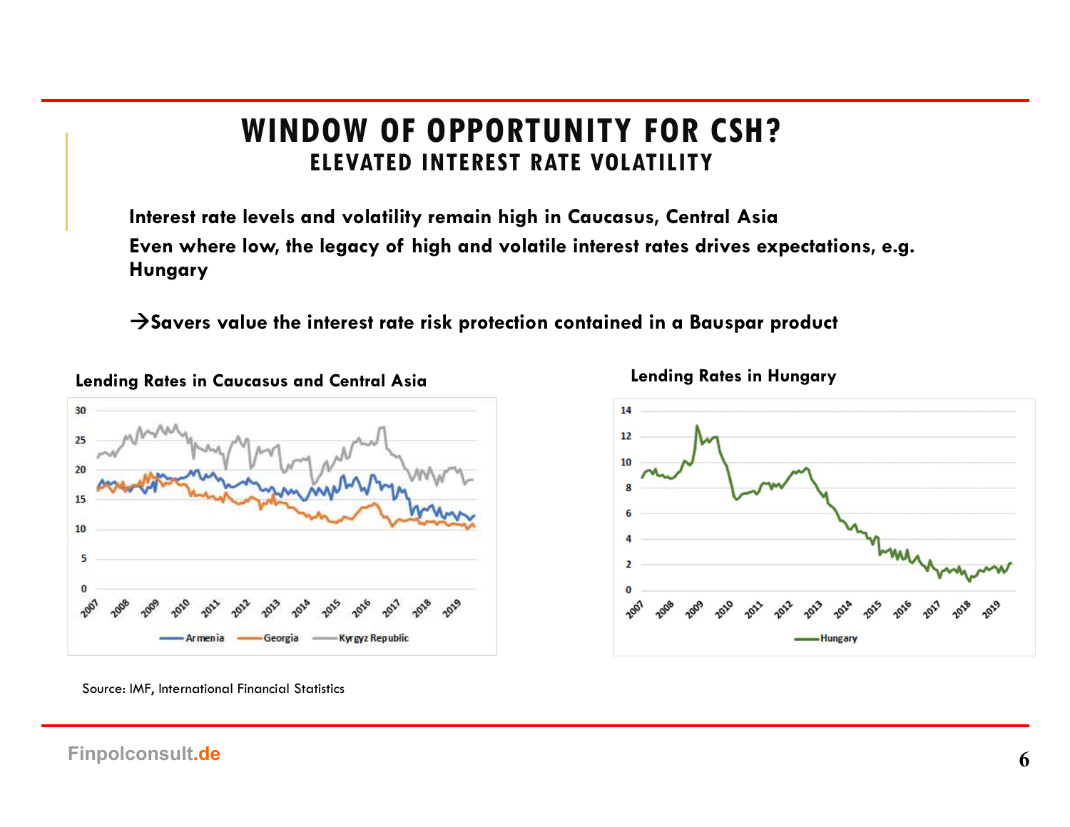# WINDOW OF OPPORTUNITY FOR CSH?

## ELEVATED INTEREST RATE VOLATILITY

**Interest rate levels and volatility remain high in Caucasus, Central Asia**

**Even where low, the legacy of high and volatile interest rates drives expectations, e.g. Hungary**

**→Savers value the interest rate risk protection contained in a Bauspar product**

**Lending Rates in Caucasus and Central Asia**

**Lending Rates in Hungary**

Source: IMF, International Financial Statistics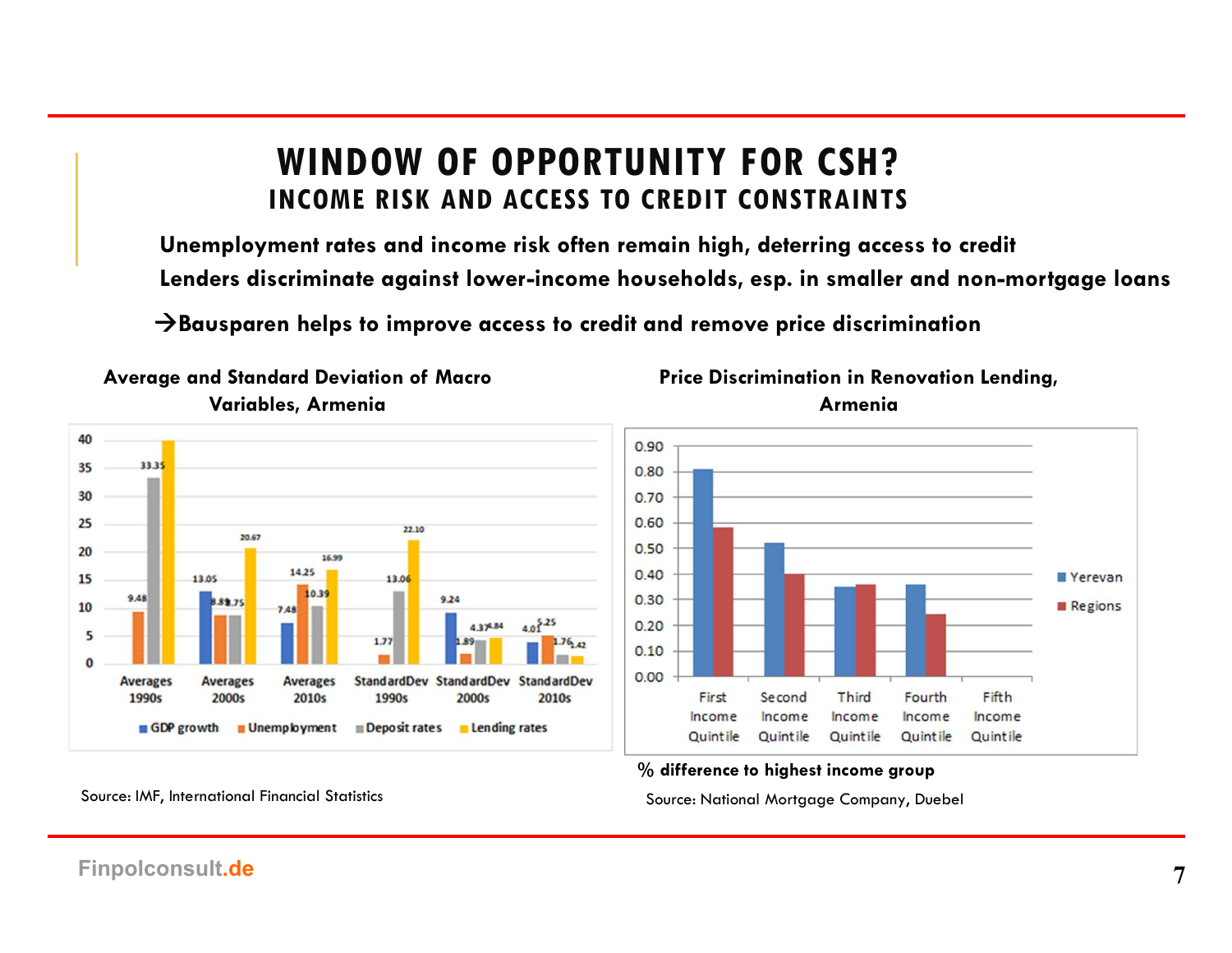# WINDOW OF OPPORTUNITY FOR CSH?

## INCOME RISK AND ACCESS TO CREDIT CONSTRAINTS

**Unemployment rates and income risk often remain high, deterring access to credit**

**Lenders discriminate against lower-income households, esp. in smaller and non-mortgage loans**

**→Bausparen helps to improve access to credit and remove price discrimination**

**Average and Standard Deviation of Macro Variables, Armenia**

| | GDP growth | Unemployment | Deposit rates | Lending rates |
|---|---|---|---|---|
| Averages 1990s | | 9.48 | 33.35 | 40 |
| Averages 2000s | 13.05 | 8.89 | 8.75 | 20.67 |
| Averages 2010s | 7.48 | 14.25 | 10.39 | 16.99 |
| StandardDev 1990s | | 1.77 | 13.06 | 22.10 |
| StandardDev 2000s | 9.24 | 1.89 | 4.37 | 4.84 |
| StandardDev 2010s | 4.01 | 5.25 | 1.76 | 1.42 |

Source: IMF, International Financial Statistics

**Price Discrimination in Renovation Lending, Armenia**

| | Yerevan | Regions |
|---|---|---|
| First Income Quintile | 0.81 | 0.58 |
| Second Income Quintile | 0.52 | 0.40 |
| Third Income Quintile | 0.35 | 0.36 |
| Fourth Income Quintile | 0.36 | 0.24 |
| Fifth Income Quintile | | |

**% difference to highest income group**

Source: National Mortgage Company, Duebel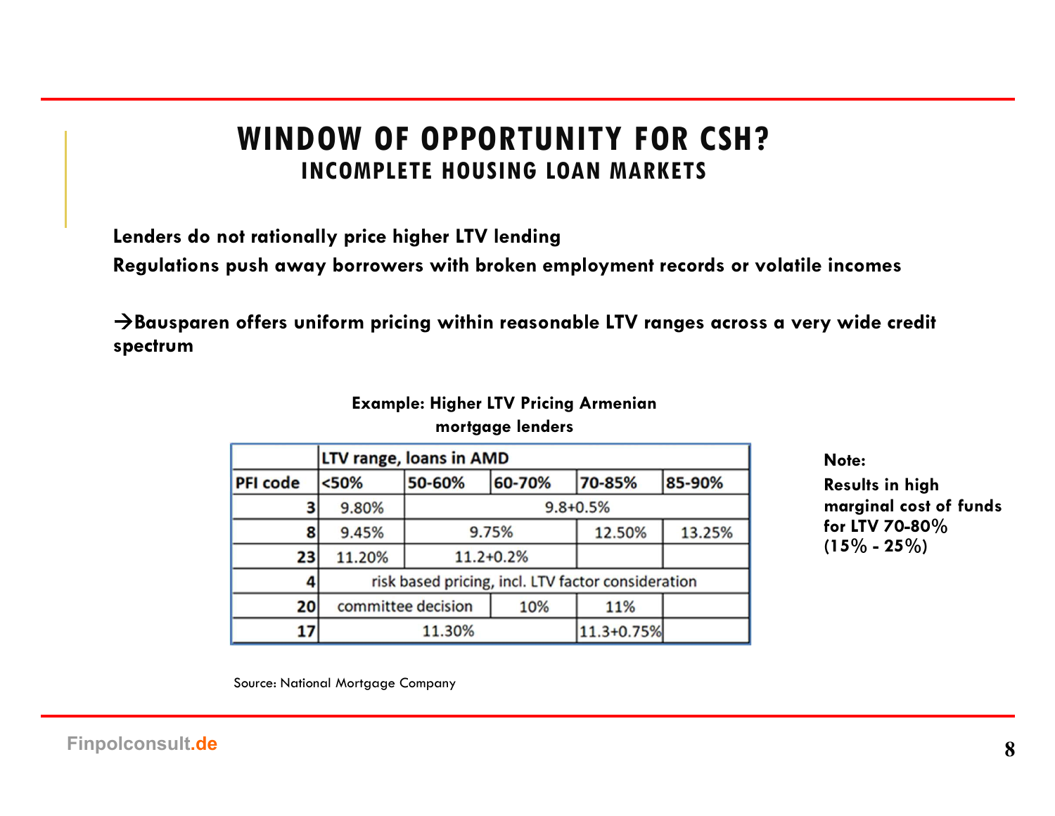# WINDOW OF OPPORTUNITY FOR CSH?

## INCOMPLETE HOUSING LOAN MARKETS

**Lenders do not rationally price higher LTV lending**

**Regulations push away borrowers with broken employment records or volatile incomes**

**→Bausparen offers uniform pricing within reasonable LTV ranges across a very wide credit spectrum**

**Example: Higher LTV Pricing Armenian mortgage lenders**

| | LTV range, loans in AMD | | | | |
|---|---|---|---|---|---|
| PFI code | <50% | 50-60% | 60-70% | 70-85% | 85-90% |
| 3 | 9.80% | 9.8+0.5% | | | |
| 8 | 9.45% | 9.75% | | 12.50% | 13.25% |
| 23 | 11.20% | 11.2+0.2% | | | |
| 4 | risk based pricing, incl. LTV factor consideration | | | | |
| 20 | committee decision | | 10% | 11% | |
| 17 | 11.30% | | | 11.3+0.75% | |

Source: National Mortgage Company

**Note:**

**Results in high marginal cost of funds for LTV 70-80% (15% - 25%)**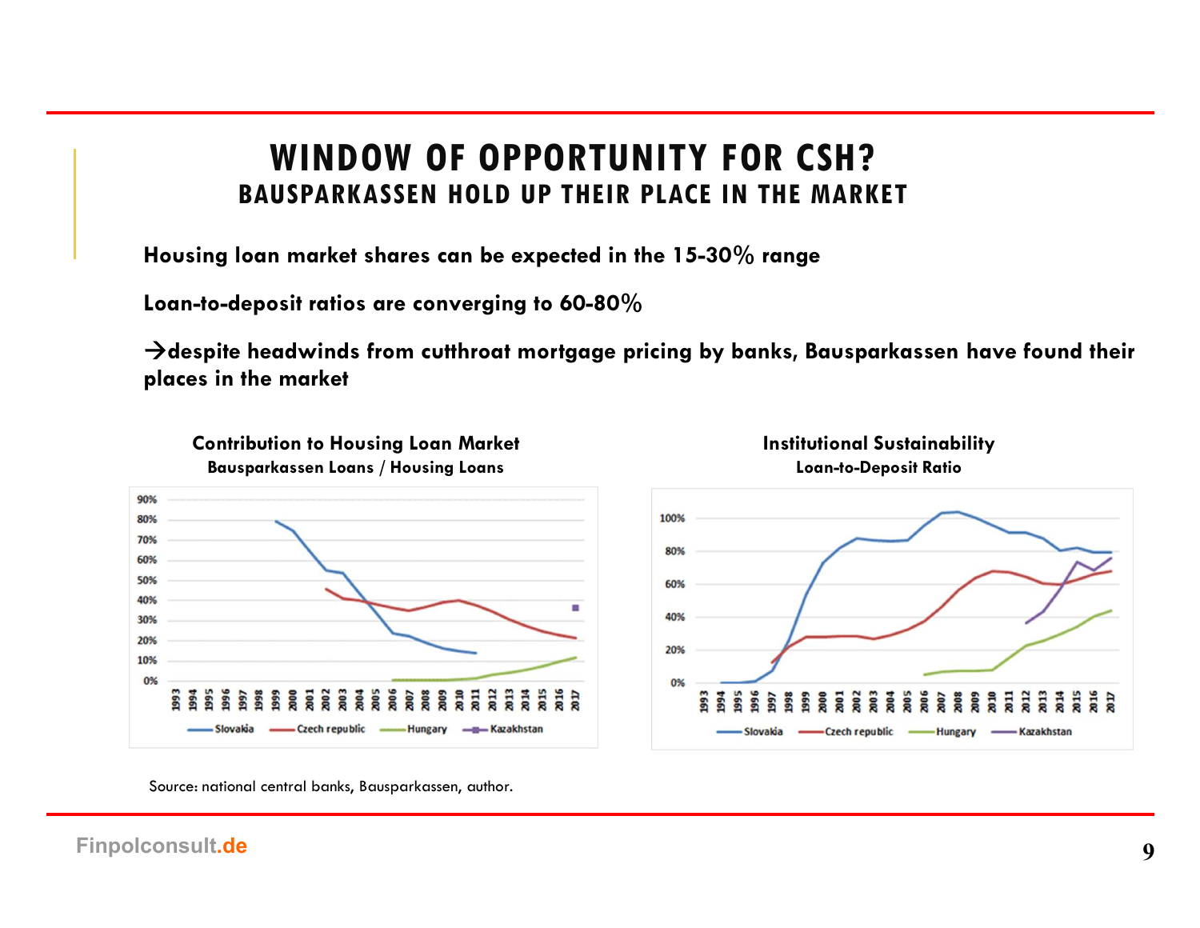# WINDOW OF OPPORTUNITY FOR CSH?

## BAUSPARKASSEN HOLD UP THEIR PLACE IN THE MARKET

**Housing loan market shares can be expected in the 15-30% range**

**Loan-to-deposit ratios are converging to 60-80%**

**→despite headwinds from cutthroat mortgage pricing by banks, Bausparkassen have found their places in the market**

**Contribution to Housing Loan Market**
**Bausparkassen Loans / Housing Loans**

**Institutional Sustainability**
**Loan-to-Deposit Ratio**

Source: national central banks, Bausparkassen, author.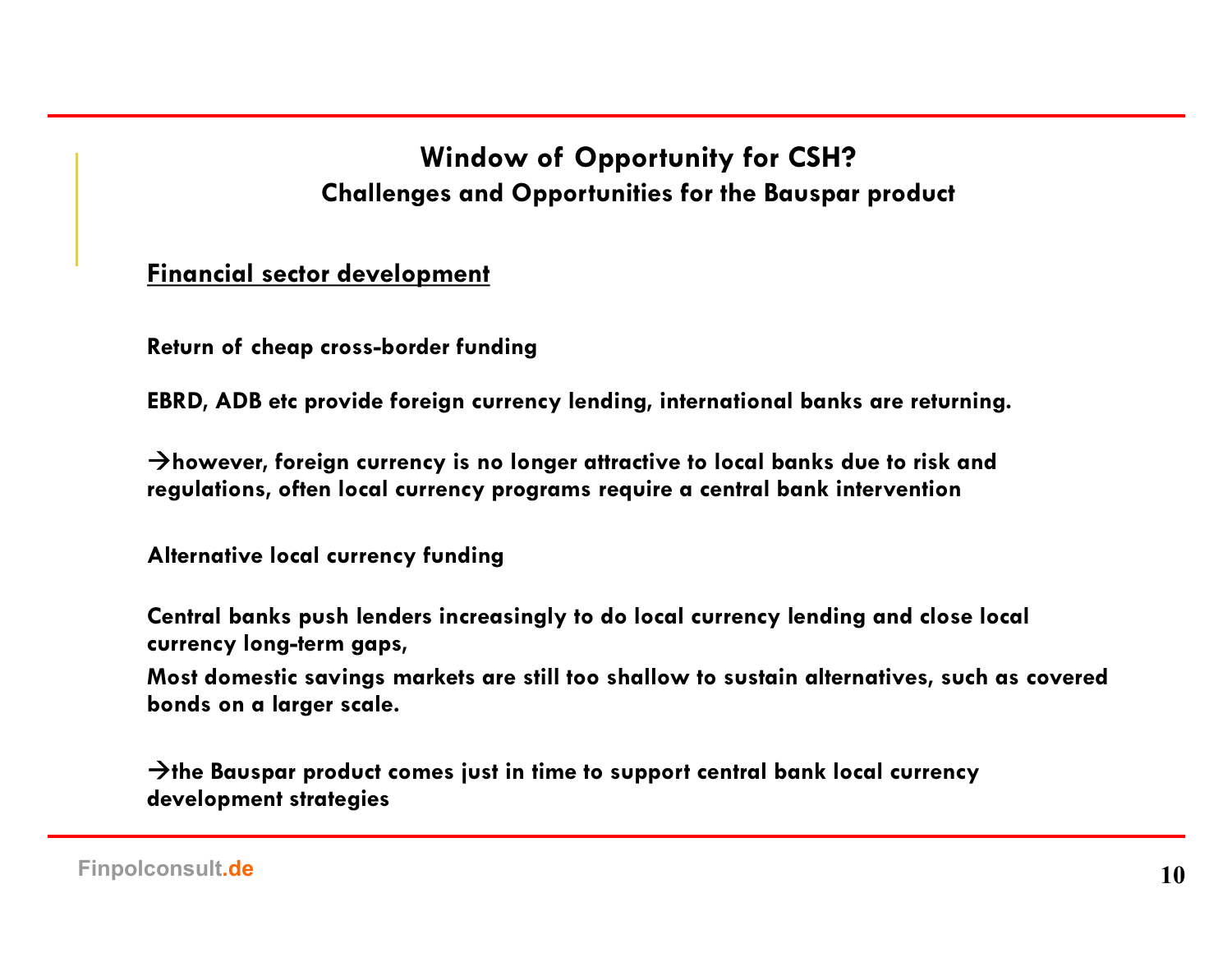## Window of Opportunity for CSH?

### Challenges and Opportunities for the Bauspar product

**<u>Financial sector development</u>**

**Return of cheap cross-border funding**

**EBRD, ADB etc provide foreign currency lending, international banks are returning.**

**→however, foreign currency is no longer attractive to local banks due to risk and regulations, often local currency programs require a central bank intervention**

**Alternative local currency funding**

**Central banks push lenders increasingly to do local currency lending and close local currency long-term gaps,**

**Most domestic savings markets are still too shallow to sustain alternatives, such as covered bonds on a larger scale.**

**→the Bauspar product comes just in time to support central bank local currency development strategies**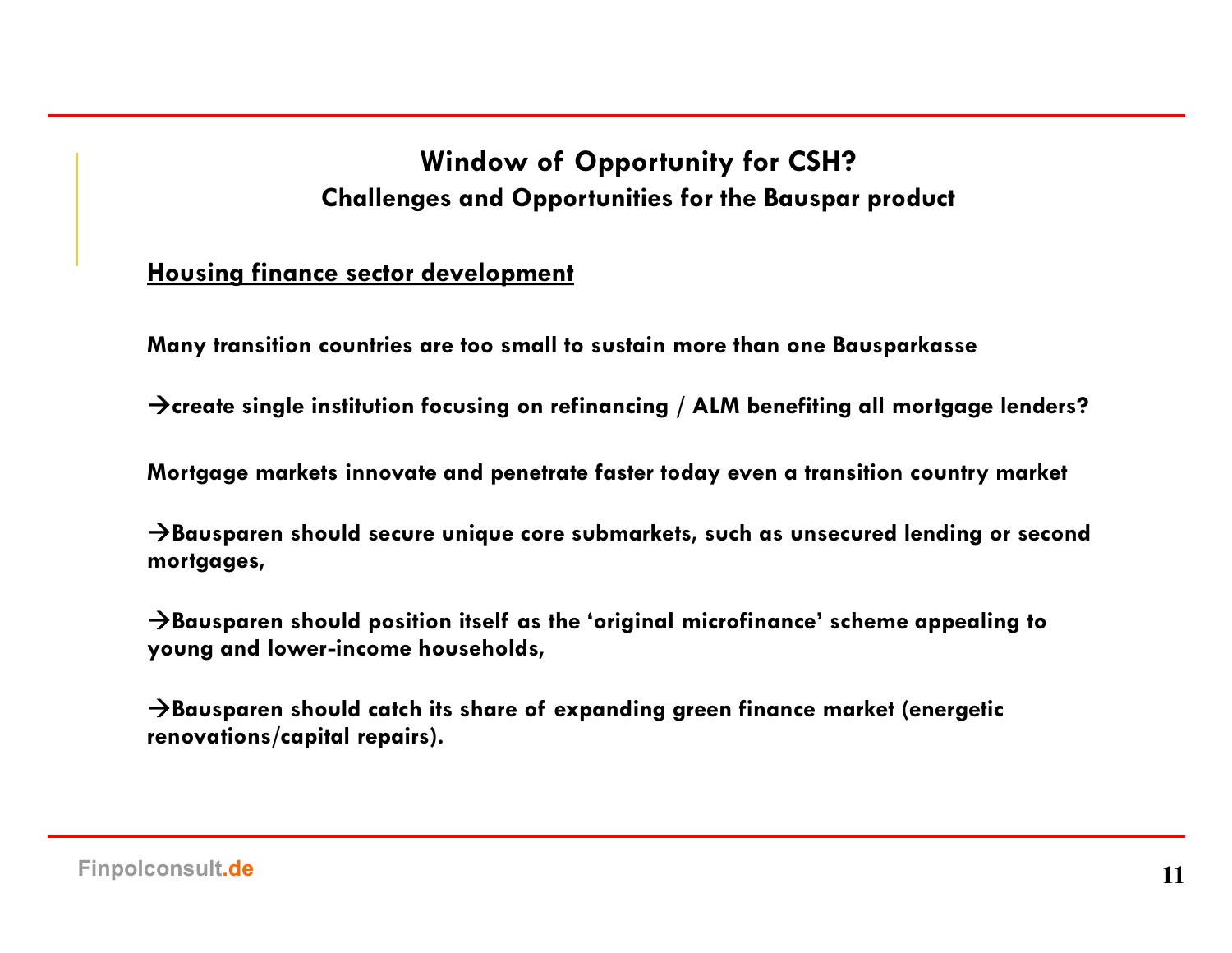# Window of Opportunity for CSH?

## Challenges and Opportunities for the Bauspar product

**<u>Housing finance sector development</u>**

**Many transition countries are too small to sustain more than one Bausparkasse**

**→create single institution focusing on refinancing / ALM benefiting all mortgage lenders?**

**Mortgage markets innovate and penetrate faster today even a transition country market**

**→Bausparen should secure unique core submarkets, such as unsecured lending or second mortgages,**

**→Bausparen should position itself as the 'original microfinance' scheme appealing to young and lower-income households,**

**→Bausparen should catch its share of expanding green finance market (energetic renovations/capital repairs).**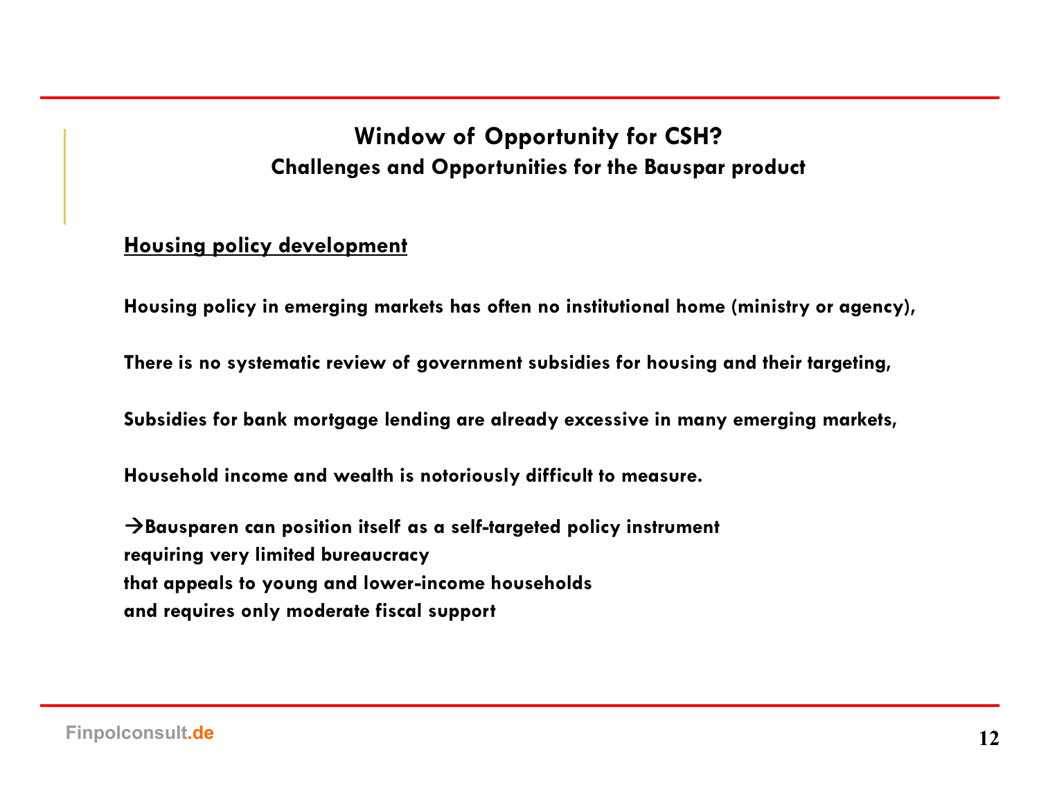# Window of Opportunity for CSH?

## Challenges and Opportunities for the Bauspar product

**Housing policy development**

**Housing policy in emerging markets has often no institutional home (ministry or agency),**

**There is no systematic review of government subsidies for housing and their targeting,**

**Subsidies for bank mortgage lending are already excessive in many emerging markets,**

**Household income and wealth is notoriously difficult to measure.**

**→Bausparen can position itself as a self-targeted policy instrument**
**requiring very limited bureaucracy**
**that appeals to young and lower-income households**
**and requires only moderate fiscal support**

Finpolconsult.de